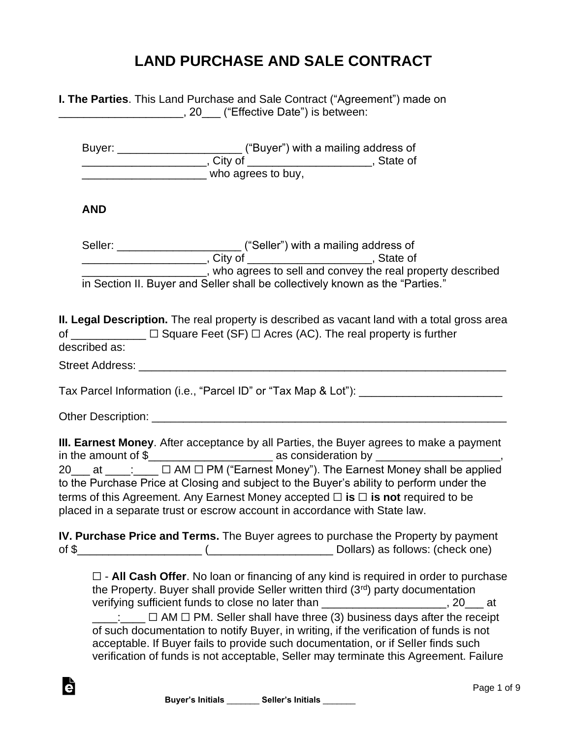# LAND PURCHASE AND SALE CONTRACT

**I. The Parties**. This Land Purchase and Sale Contract ("Agreement") made on ____________________, 20___ ("Effective Date") is between:

Buyer: ____________________ ("Buyer") with a mailing address of ____________________, City of ____________________, State of ____________________ who agrees to buy,

**AND**

Seller: ____________________ ("Seller") with a mailing address of ____________________, City of ____________________, State of ____________________, who agrees to sell and convey the real property described in Section II. Buyer and Seller shall be collectively known as the "Parties."

**II. Legal Description.** The real property is described as vacant land with a total gross area of ____________ ☐ Square Feet (SF) ☐ Acres (AC). The real property is further described as:

Street Address: ______________________________________________________________

Tax Parcel Information (i.e., "Parcel ID" or "Tax Map & Lot"): _______________________

Other Description: ____________________________________________________________

**III. Earnest Money**. After acceptance by all Parties, the Buyer agrees to make a payment in the amount of $____________________ as consideration by ____________________, 20___ at ____:____ ☐ AM ☐ PM ("Earnest Money"). The Earnest Money shall be applied to the Purchase Price at Closing and subject to the Buyer's ability to perform under the terms of this Agreement. Any Earnest Money accepted ☐ **is** ☐ **is not** required to be placed in a separate trust or escrow account in accordance with State law.

**IV. Purchase Price and Terms.** The Buyer agrees to purchase the Property by payment of $____________________ (____________________ Dollars) as follows: (check one)

☐ - **All Cash Offer**. No loan or financing of any kind is required in order to purchase the Property. Buyer shall provide Seller written third (3rd) party documentation verifying sufficient funds to close no later than ____________________, 20___ at ____:____ ☐ AM ☐ PM. Seller shall have three (3) business days after the receipt of such documentation to notify Buyer, in writing, if the verification of funds is not acceptable. If Buyer fails to provide such documentation, or if Seller finds such verification of funds is not acceptable, Seller may terminate this Agreement. Failure

**Buyer's Initials** _______ **Seller's Initials** _______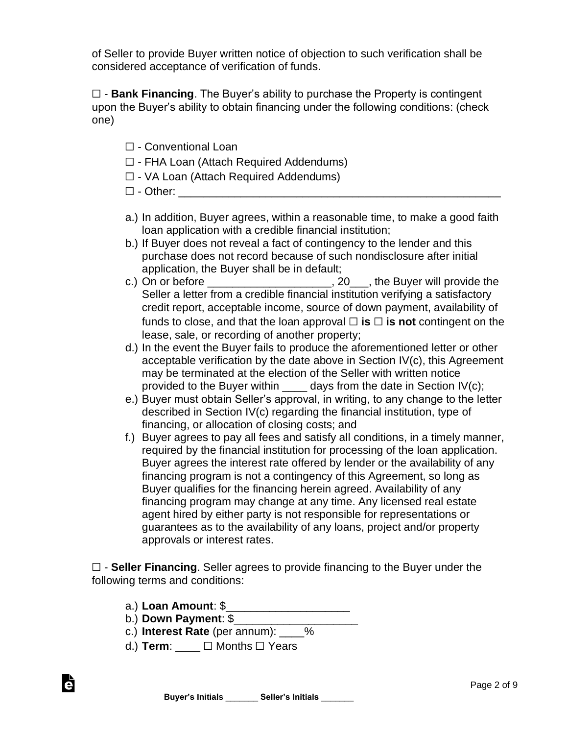of Seller to provide Buyer written notice of objection to such verification shall be considered acceptance of verification of funds.

☐ - **Bank Financing**. The Buyer's ability to purchase the Property is contingent upon the Buyer's ability to obtain financing under the following conditions: (check one)

☐ - Conventional Loan
☐ - FHA Loan (Attach Required Addendums)
☐ - VA Loan (Attach Required Addendums)
☐ - Other: ____________________________________________________

a.) In addition, Buyer agrees, within a reasonable time, to make a good faith loan application with a credible financial institution;
b.) If Buyer does not reveal a fact of contingency to the lender and this purchase does not record because of such nondisclosure after initial application, the Buyer shall be in default;
c.) On or before ___________________, 20___, the Buyer will provide the Seller a letter from a credible financial institution verifying a satisfactory credit report, acceptable income, source of down payment, availability of funds to close, and that the loan approval ☐ **is** ☐ **is not** contingent on the lease, sale, or recording of another property;
d.) In the event the Buyer fails to produce the aforementioned letter or other acceptable verification by the date above in Section IV(c), this Agreement may be terminated at the election of the Seller with written notice provided to the Buyer within ____ days from the date in Section IV(c);
e.) Buyer must obtain Seller's approval, in writing, to any change to the letter described in Section IV(c) regarding the financial institution, type of financing, or allocation of closing costs; and
f.) Buyer agrees to pay all fees and satisfy all conditions, in a timely manner, required by the financial institution for processing of the loan application. Buyer agrees the interest rate offered by lender or the availability of any financing program is not a contingency of this Agreement, so long as Buyer qualifies for the financing herein agreed. Availability of any financing program may change at any time. Any licensed real estate agent hired by either party is not responsible for representations or guarantees as to the availability of any loans, project and/or property approvals or interest rates.

☐ - **Seller Financing**. Seller agrees to provide financing to the Buyer under the following terms and conditions:

a.) **Loan Amount**: $___________________
b.) **Down Payment**: $___________________
c.) **Interest Rate** (per annum): ____%
d.) **Term**: ____ ☐ Months ☐ Years

**Buyer's Initials** _______ **Seller's Initials** _______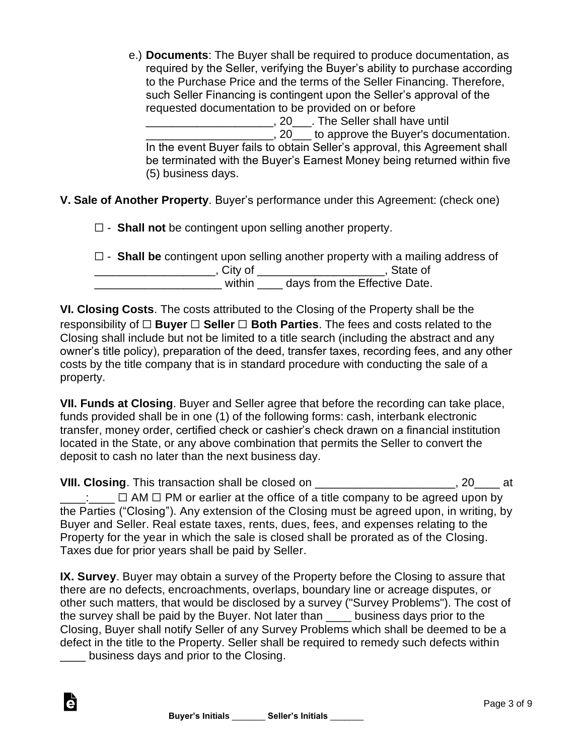e.) **Documents**: The Buyer shall be required to produce documentation, as required by the Seller, verifying the Buyer's ability to purchase according to the Purchase Price and the terms of the Seller Financing. Therefore, such Seller Financing is contingent upon the Seller's approval of the requested documentation to be provided on or before ____________________, 20___. The Seller shall have until ____________________, 20___ to approve the Buyer's documentation. In the event Buyer fails to obtain Seller's approval, this Agreement shall be terminated with the Buyer's Earnest Money being returned within five (5) business days.

**V. Sale of Another Property**. Buyer's performance under this Agreement: (check one)

☐ - **Shall not** be contingent upon selling another property.

☐ - **Shall be** contingent upon selling another property with a mailing address of ___________________, City of ___________________, State of ____________________ within ____ days from the Effective Date.

**VI. Closing Costs**. The costs attributed to the Closing of the Property shall be the responsibility of ☐ **Buyer** ☐ **Seller** ☐ **Both Parties**. The fees and costs related to the Closing shall include but not be limited to a title search (including the abstract and any owner's title policy), preparation of the deed, transfer taxes, recording fees, and any other costs by the title company that is in standard procedure with conducting the sale of a property.

**VII. Funds at Closing**. Buyer and Seller agree that before the recording can take place, funds provided shall be in one (1) of the following forms: cash, interbank electronic transfer, money order, certified check or cashier's check drawn on a financial institution located in the State, or any above combination that permits the Seller to convert the deposit to cash no later than the next business day.

**VIII. Closing**. This transaction shall be closed on _____________________, 20____ at ____:____ ☐ AM ☐ PM or earlier at the office of a title company to be agreed upon by the Parties ("Closing"). Any extension of the Closing must be agreed upon, in writing, by Buyer and Seller. Real estate taxes, rents, dues, fees, and expenses relating to the Property for the year in which the sale is closed shall be prorated as of the Closing. Taxes due for prior years shall be paid by Seller.

**IX. Survey**. Buyer may obtain a survey of the Property before the Closing to assure that there are no defects, encroachments, overlaps, boundary line or acreage disputes, or other such matters, that would be disclosed by a survey ("Survey Problems"). The cost of the survey shall be paid by the Buyer. Not later than ____ business days prior to the Closing, Buyer shall notify Seller of any Survey Problems which shall be deemed to be a defect in the title to the Property. Seller shall be required to remedy such defects within ____ business days and prior to the Closing.

**Buyer's Initials** _______ **Seller's Initials** _______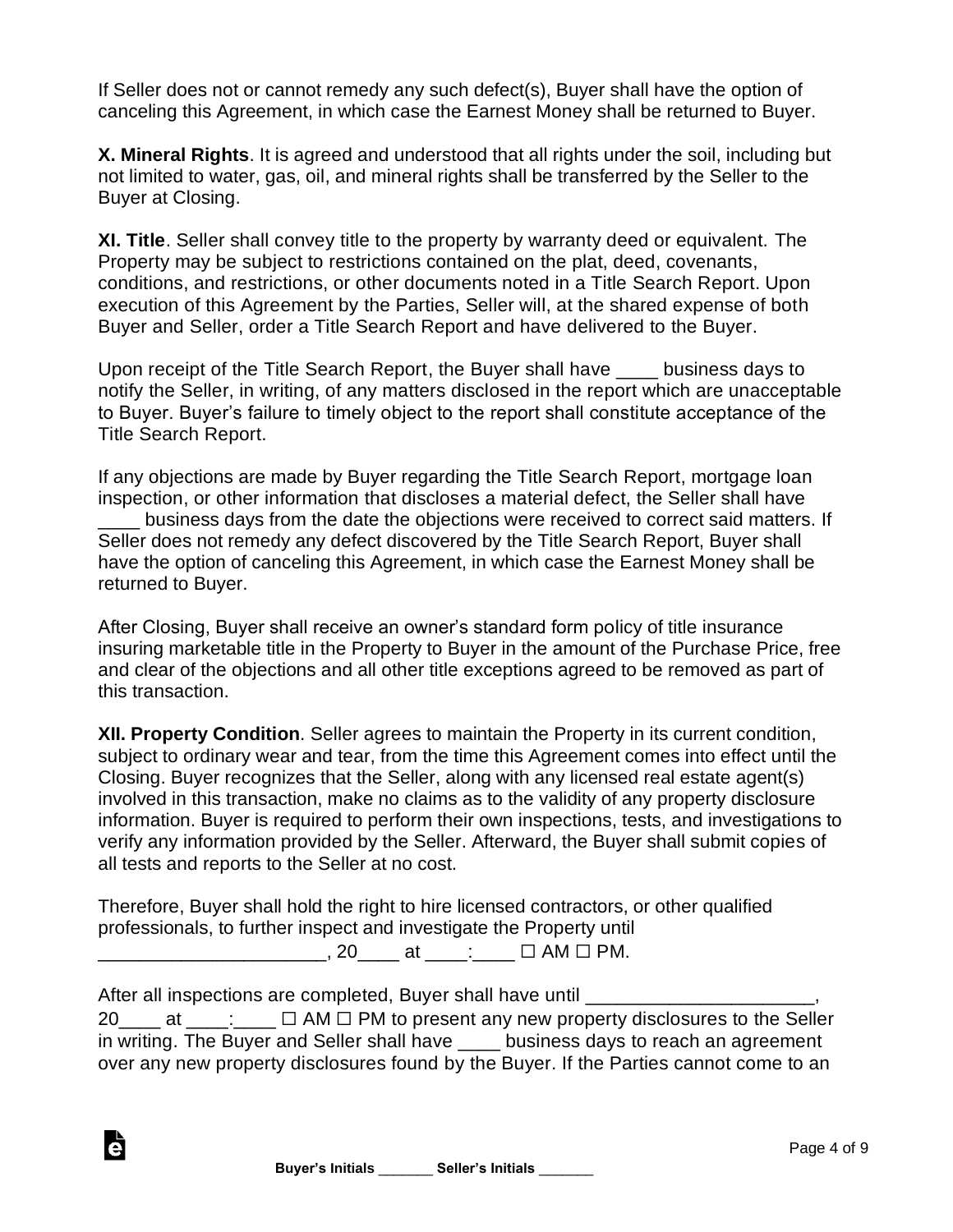If Seller does not or cannot remedy any such defect(s), Buyer shall have the option of canceling this Agreement, in which case the Earnest Money shall be returned to Buyer.

**X. Mineral Rights**. It is agreed and understood that all rights under the soil, including but not limited to water, gas, oil, and mineral rights shall be transferred by the Seller to the Buyer at Closing.

**XI. Title**. Seller shall convey title to the property by warranty deed or equivalent. The Property may be subject to restrictions contained on the plat, deed, covenants, conditions, and restrictions, or other documents noted in a Title Search Report. Upon execution of this Agreement by the Parties, Seller will, at the shared expense of both Buyer and Seller, order a Title Search Report and have delivered to the Buyer.

Upon receipt of the Title Search Report, the Buyer shall have ____ business days to notify the Seller, in writing, of any matters disclosed in the report which are unacceptable to Buyer. Buyer's failure to timely object to the report shall constitute acceptance of the Title Search Report.

If any objections are made by Buyer regarding the Title Search Report, mortgage loan inspection, or other information that discloses a material defect, the Seller shall have ____ business days from the date the objections were received to correct said matters. If Seller does not remedy any defect discovered by the Title Search Report, Buyer shall have the option of canceling this Agreement, in which case the Earnest Money shall be returned to Buyer.

After Closing, Buyer shall receive an owner's standard form policy of title insurance insuring marketable title in the Property to Buyer in the amount of the Purchase Price, free and clear of the objections and all other title exceptions agreed to be removed as part of this transaction.

**XII. Property Condition**. Seller agrees to maintain the Property in its current condition, subject to ordinary wear and tear, from the time this Agreement comes into effect until the Closing. Buyer recognizes that the Seller, along with any licensed real estate agent(s) involved in this transaction, make no claims as to the validity of any property disclosure information. Buyer is required to perform their own inspections, tests, and investigations to verify any information provided by the Seller. Afterward, the Buyer shall submit copies of all tests and reports to the Seller at no cost.

Therefore, Buyer shall hold the right to hire licensed contractors, or other qualified professionals, to further inspect and investigate the Property until ______________________, 20____ at ____:____ ☐ AM ☐ PM.

After all inspections are completed, Buyer shall have until ______________________, 20____ at ____:____ ☐ AM ☐ PM to present any new property disclosures to the Seller in writing. The Buyer and Seller shall have ____ business days to reach an agreement over any new property disclosures found by the Buyer. If the Parties cannot come to an

Buyer's Initials _______ Seller's Initials _______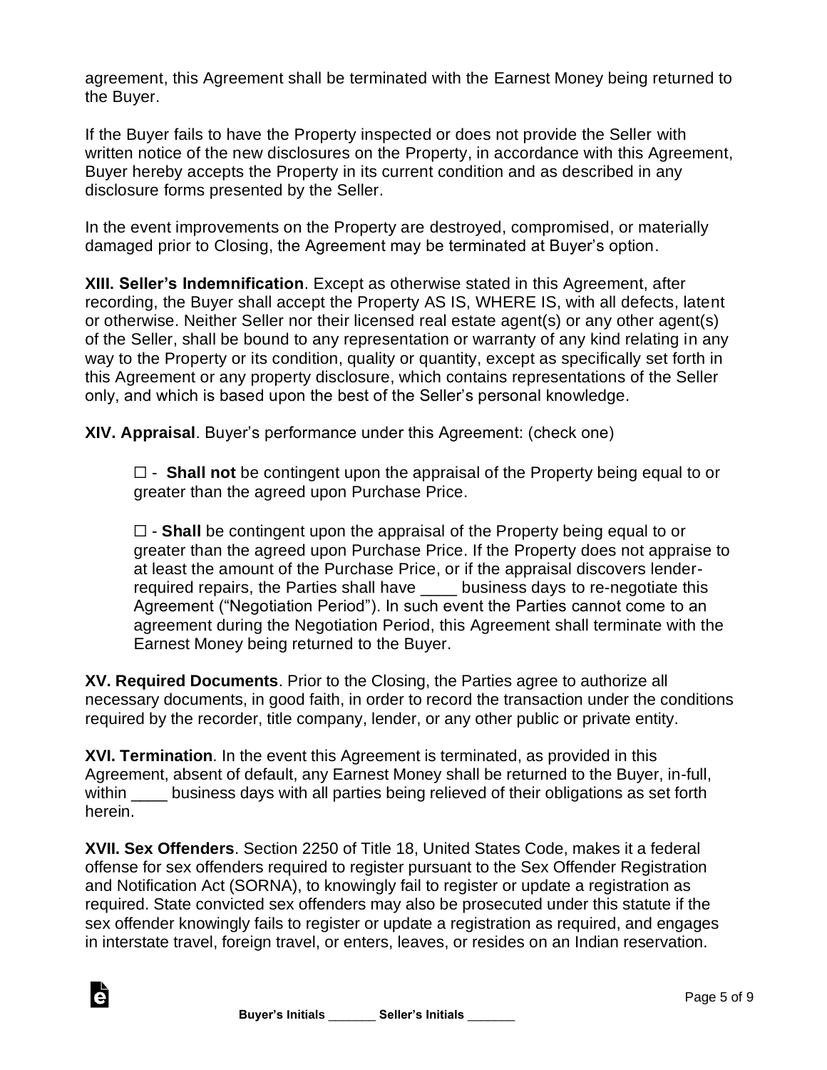agreement, this Agreement shall be terminated with the Earnest Money being returned to the Buyer.

If the Buyer fails to have the Property inspected or does not provide the Seller with written notice of the new disclosures on the Property, in accordance with this Agreement, Buyer hereby accepts the Property in its current condition and as described in any disclosure forms presented by the Seller.

In the event improvements on the Property are destroyed, compromised, or materially damaged prior to Closing, the Agreement may be terminated at Buyer's option.

**XIII. Seller's Indemnification**. Except as otherwise stated in this Agreement, after recording, the Buyer shall accept the Property AS IS, WHERE IS, with all defects, latent or otherwise. Neither Seller nor their licensed real estate agent(s) or any other agent(s) of the Seller, shall be bound to any representation or warranty of any kind relating in any way to the Property or its condition, quality or quantity, except as specifically set forth in this Agreement or any property disclosure, which contains representations of the Seller only, and which is based upon the best of the Seller's personal knowledge.

**XIV. Appraisal**. Buyer's performance under this Agreement: (check one)

☐ - **Shall not** be contingent upon the appraisal of the Property being equal to or greater than the agreed upon Purchase Price.

☐ - **Shall** be contingent upon the appraisal of the Property being equal to or greater than the agreed upon Purchase Price. If the Property does not appraise to at least the amount of the Purchase Price, or if the appraisal discovers lender-required repairs, the Parties shall have ____ business days to re-negotiate this Agreement ("Negotiation Period"). In such event the Parties cannot come to an agreement during the Negotiation Period, this Agreement shall terminate with the Earnest Money being returned to the Buyer.

**XV. Required Documents**. Prior to the Closing, the Parties agree to authorize all necessary documents, in good faith, in order to record the transaction under the conditions required by the recorder, title company, lender, or any other public or private entity.

**XVI. Termination**. In the event this Agreement is terminated, as provided in this Agreement, absent of default, any Earnest Money shall be returned to the Buyer, in-full, within ____ business days with all parties being relieved of their obligations as set forth herein.

**XVII. Sex Offenders**. Section 2250 of Title 18, United States Code, makes it a federal offense for sex offenders required to register pursuant to the Sex Offender Registration and Notification Act (SORNA), to knowingly fail to register or update a registration as required. State convicted sex offenders may also be prosecuted under this statute if the sex offender knowingly fails to register or update a registration as required, and engages in interstate travel, foreign travel, or enters, leaves, or resides on an Indian reservation.

**Buyer's Initials** _______ **Seller's Initials** _______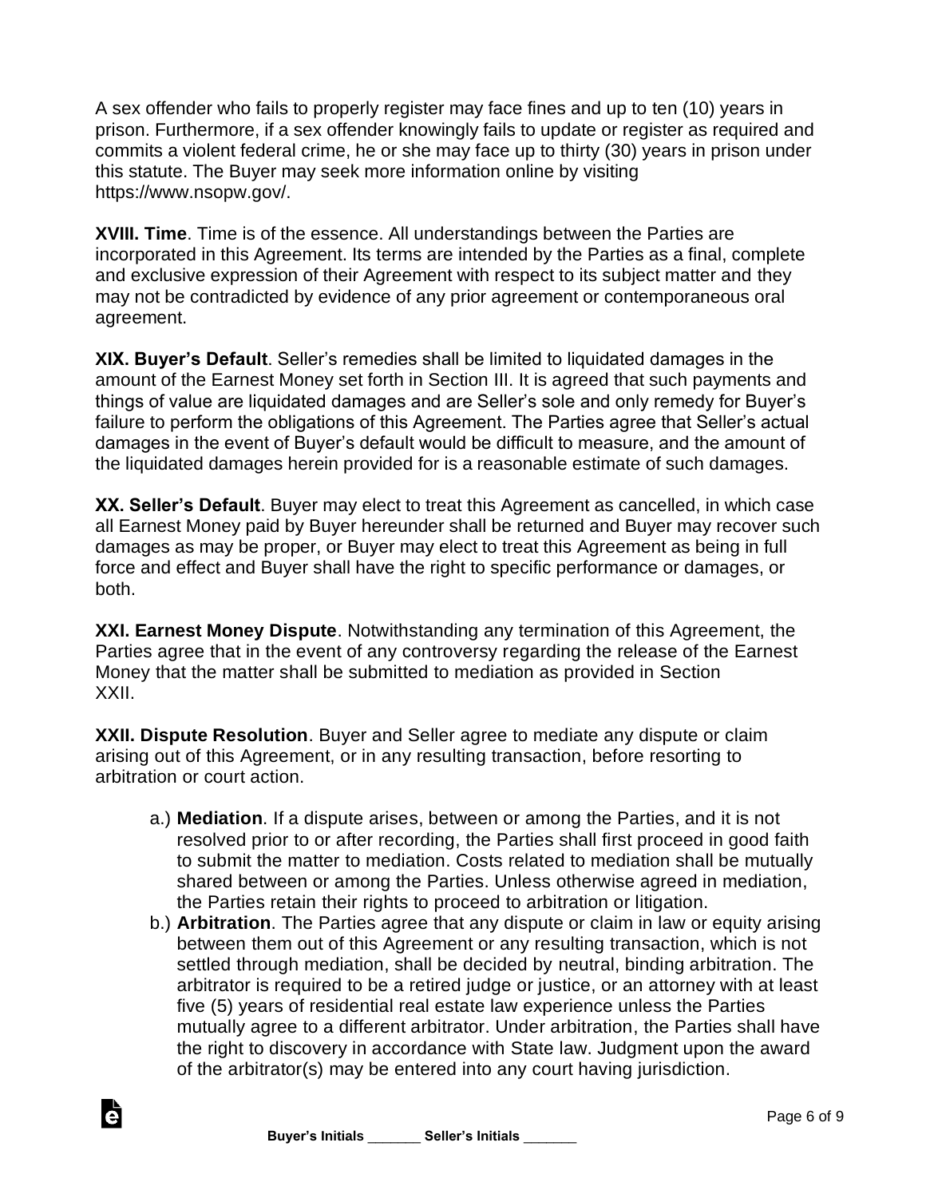A sex offender who fails to properly register may face fines and up to ten (10) years in prison. Furthermore, if a sex offender knowingly fails to update or register as required and commits a violent federal crime, he or she may face up to thirty (30) years in prison under this statute. The Buyer may seek more information online by visiting https://www.nsopw.gov/.

**XVIII. Time**. Time is of the essence. All understandings between the Parties are incorporated in this Agreement. Its terms are intended by the Parties as a final, complete and exclusive expression of their Agreement with respect to its subject matter and they may not be contradicted by evidence of any prior agreement or contemporaneous oral agreement.

**XIX. Buyer's Default**. Seller's remedies shall be limited to liquidated damages in the amount of the Earnest Money set forth in Section III. It is agreed that such payments and things of value are liquidated damages and are Seller's sole and only remedy for Buyer's failure to perform the obligations of this Agreement. The Parties agree that Seller's actual damages in the event of Buyer's default would be difficult to measure, and the amount of the liquidated damages herein provided for is a reasonable estimate of such damages.

**XX. Seller's Default**. Buyer may elect to treat this Agreement as cancelled, in which case all Earnest Money paid by Buyer hereunder shall be returned and Buyer may recover such damages as may be proper, or Buyer may elect to treat this Agreement as being in full force and effect and Buyer shall have the right to specific performance or damages, or both.

**XXI. Earnest Money Dispute**. Notwithstanding any termination of this Agreement, the Parties agree that in the event of any controversy regarding the release of the Earnest Money that the matter shall be submitted to mediation as provided in Section XXII.

**XXII. Dispute Resolution**. Buyer and Seller agree to mediate any dispute or claim arising out of this Agreement, or in any resulting transaction, before resorting to arbitration or court action.

a.) **Mediation**. If a dispute arises, between or among the Parties, and it is not resolved prior to or after recording, the Parties shall first proceed in good faith to submit the matter to mediation. Costs related to mediation shall be mutually shared between or among the Parties. Unless otherwise agreed in mediation, the Parties retain their rights to proceed to arbitration or litigation.

b.) **Arbitration**. The Parties agree that any dispute or claim in law or equity arising between them out of this Agreement or any resulting transaction, which is not settled through mediation, shall be decided by neutral, binding arbitration. The arbitrator is required to be a retired judge or justice, or an attorney with at least five (5) years of residential real estate law experience unless the Parties mutually agree to a different arbitrator. Under arbitration, the Parties shall have the right to discovery in accordance with State law. Judgment upon the award of the arbitrator(s) may be entered into any court having jurisdiction.

**Buyer's Initials _______ Seller's Initials _______**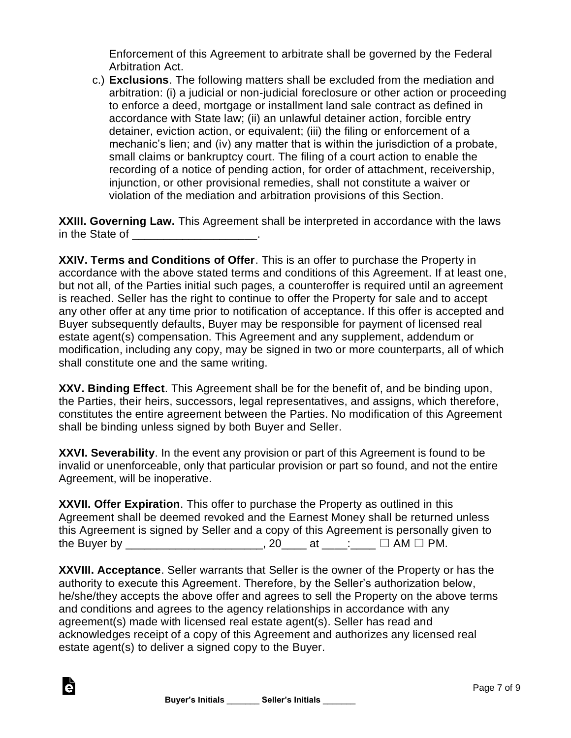Enforcement of this Agreement to arbitrate shall be governed by the Federal Arbitration Act.

c.) **Exclusions**. The following matters shall be excluded from the mediation and arbitration: (i) a judicial or non-judicial foreclosure or other action or proceeding to enforce a deed, mortgage or installment land sale contract as defined in accordance with State law; (ii) an unlawful detainer action, forcible entry detainer, eviction action, or equivalent; (iii) the filing or enforcement of a mechanic's lien; and (iv) any matter that is within the jurisdiction of a probate, small claims or bankruptcy court. The filing of a court action to enable the recording of a notice of pending action, for order of attachment, receivership, injunction, or other provisional remedies, shall not constitute a waiver or violation of the mediation and arbitration provisions of this Section.

**XXIII. Governing Law.** This Agreement shall be interpreted in accordance with the laws in the State of ____________________.

**XXIV. Terms and Conditions of Offer**. This is an offer to purchase the Property in accordance with the above stated terms and conditions of this Agreement. If at least one, but not all, of the Parties initial such pages, a counteroffer is required until an agreement is reached. Seller has the right to continue to offer the Property for sale and to accept any other offer at any time prior to notification of acceptance. If this offer is accepted and Buyer subsequently defaults, Buyer may be responsible for payment of licensed real estate agent(s) compensation. This Agreement and any supplement, addendum or modification, including any copy, may be signed in two or more counterparts, all of which shall constitute one and the same writing.

**XXV. Binding Effect**. This Agreement shall be for the benefit of, and be binding upon, the Parties, their heirs, successors, legal representatives, and assigns, which therefore, constitutes the entire agreement between the Parties. No modification of this Agreement shall be binding unless signed by both Buyer and Seller.

**XXVI. Severability**. In the event any provision or part of this Agreement is found to be invalid or unenforceable, only that particular provision or part so found, and not the entire Agreement, will be inoperative.

**XXVII. Offer Expiration**. This offer to purchase the Property as outlined in this Agreement shall be deemed revoked and the Earnest Money shall be returned unless this Agreement is signed by Seller and a copy of this Agreement is personally given to the Buyer by ______________________, 20____ at ____:____ ☐ AM ☐ PM.

**XXVIII. Acceptance**. Seller warrants that Seller is the owner of the Property or has the authority to execute this Agreement. Therefore, by the Seller's authorization below, he/she/they accepts the above offer and agrees to sell the Property on the above terms and conditions and agrees to the agency relationships in accordance with any agreement(s) made with licensed real estate agent(s). Seller has read and acknowledges receipt of a copy of this Agreement and authorizes any licensed real estate agent(s) to deliver a signed copy to the Buyer.

**Buyer's Initials** _______ **Seller's Initials** _______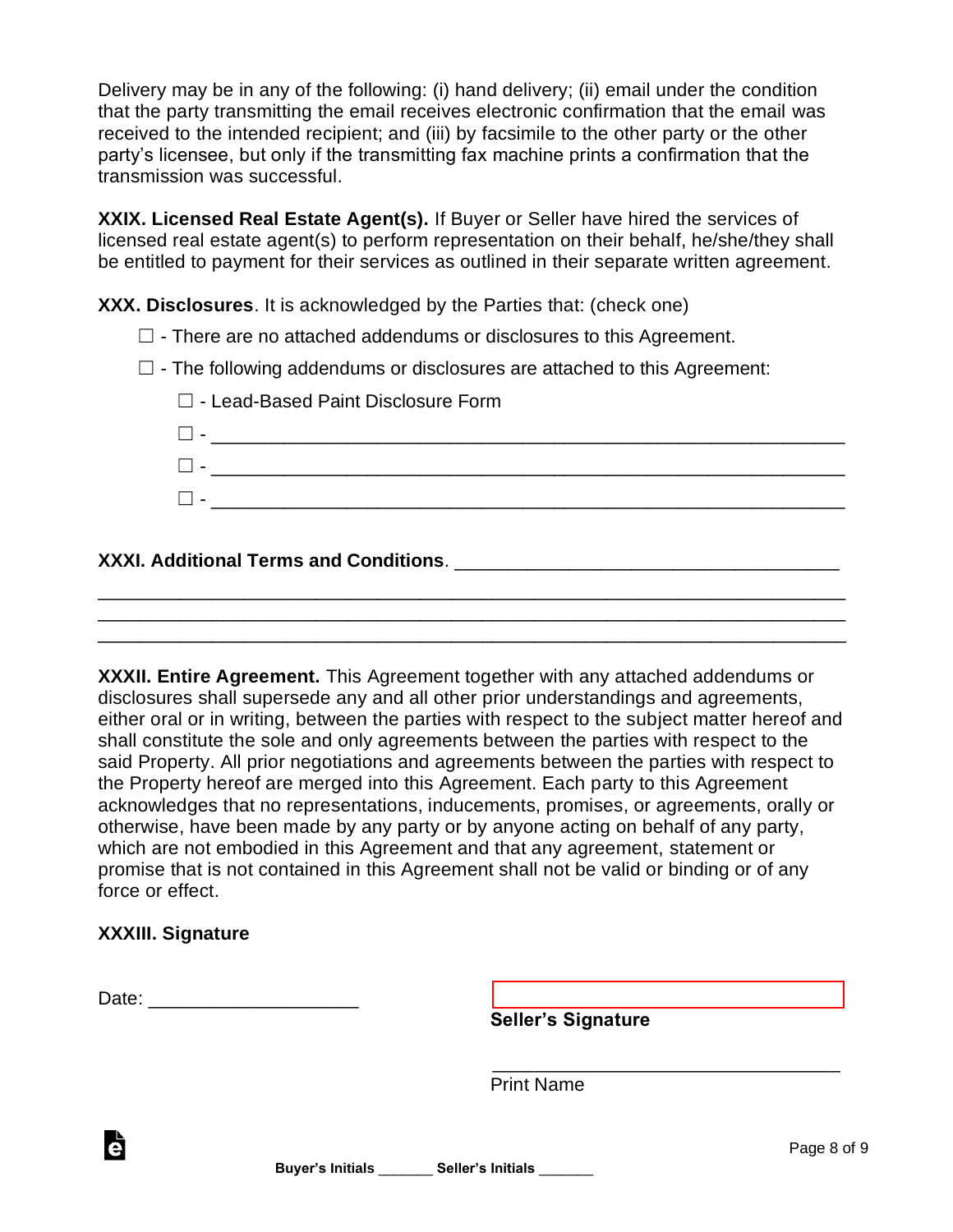Delivery may be in any of the following: (i) hand delivery; (ii) email under the condition that the party transmitting the email receives electronic confirmation that the email was received to the intended recipient; and (iii) by facsimile to the other party or the other party's licensee, but only if the transmitting fax machine prints a confirmation that the transmission was successful.

**XXIX. Licensed Real Estate Agent(s).** If Buyer or Seller have hired the services of licensed real estate agent(s) to perform representation on their behalf, he/she/they shall be entitled to payment for their services as outlined in their separate written agreement.

**XXX. Disclosures**. It is acknowledged by the Parties that: (check one)

☐ - There are no attached addendums or disclosures to this Agreement.

☐ - The following addendums or disclosures are attached to this Agreement:

☐ - Lead-Based Paint Disclosure Form

☐ - ____________________________________________________________

☐ - ____________________________________________________________

☐ - ____________________________________________________________

**XXXI. Additional Terms and Conditions**. ____________________________________

______________________________________________________________________

______________________________________________________________________

______________________________________________________________________

**XXXII. Entire Agreement.** This Agreement together with any attached addendums or disclosures shall supersede any and all other prior understandings and agreements, either oral or in writing, between the parties with respect to the subject matter hereof and shall constitute the sole and only agreements between the parties with respect to the said Property. All prior negotiations and agreements between the parties with respect to the Property hereof are merged into this Agreement. Each party to this Agreement acknowledges that no representations, inducements, promises, or agreements, orally or otherwise, have been made by any party or by anyone acting on behalf of any party, which are not embodied in this Agreement and that any agreement, statement or promise that is not contained in this Agreement shall not be valid or binding or of any force or effect.

**XXXIII. Signature**

Date: ____________________

________________________________
**Seller's Signature**

________________________________
Print Name

**Buyer's Initials** _______ **Seller's Initials** _______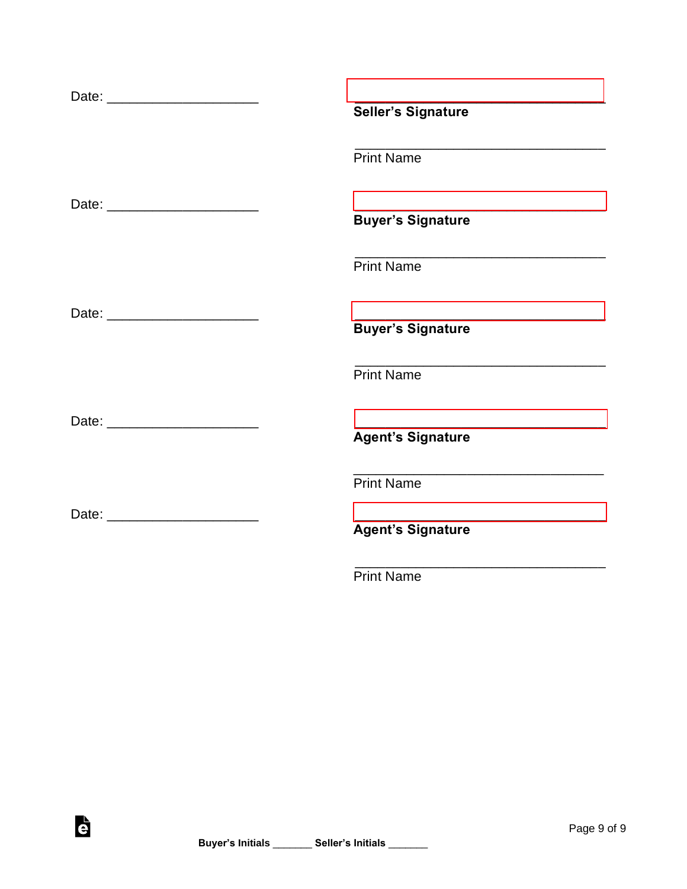Date: ____________________ 

______________________________
**Seller's Signature**

______________________________
Print Name

Date: ____________________ 

______________________________
**Buyer's Signature**

______________________________
Print Name

Date: ____________________ 

______________________________
**Buyer's Signature**

______________________________
Print Name

Date: ____________________ 

______________________________
**Agent's Signature**

______________________________
Print Name

Date: ____________________ 

______________________________
**Agent's Signature**

______________________________
Print Name

**Buyer's Initials** _______ **Seller's Initials** _______